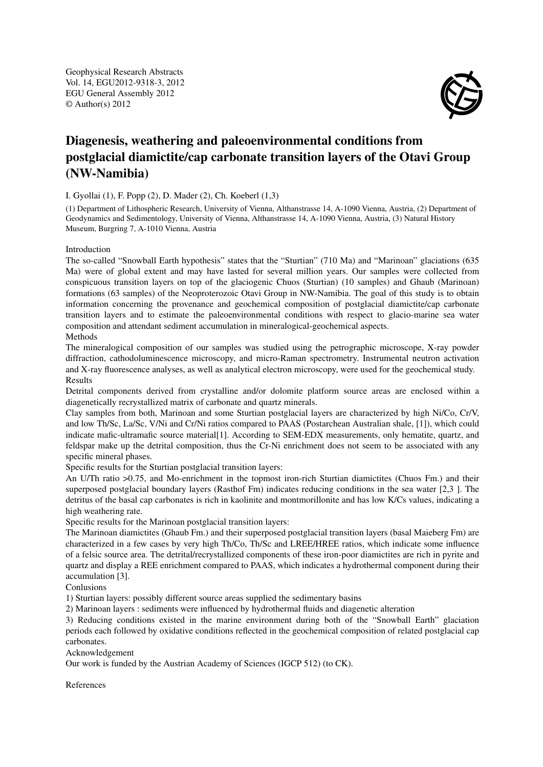Geophysical Research Abstracts
Vol. 14, EGU2012-9318-3, 2012
EGU General Assembly 2012
© Author(s) 2012

# Diagenesis, weathering and paleoenvironmental conditions from postglacial diamictite/cap carbonate transition layers of the Otavi Group (NW-Namibia)

I. Gyollai (1), F. Popp (2), D. Mader (2), Ch. Koeberl (1,3)

(1) Department of Lithospheric Research, University of Vienna, Althanstrasse 14, A-1090 Vienna, Austria, (2) Department of Geodynamics and Sedimentology, University of Vienna, Althanstrasse 14, A-1090 Vienna, Austria, (3) Natural History Museum, Burgring 7, A-1010 Vienna, Austria

Introduction

The so-called "Snowball Earth hypothesis" states that the "Sturtian" (710 Ma) and "Marinoan" glaciations (635 Ma) were of global extent and may have lasted for several million years. Our samples were collected from conspicuous transition layers on top of the glaciogenic Chuos (Sturtian) (10 samples) and Ghaub (Marinoan) formations (63 samples) of the Neoproterozoic Otavi Group in NW-Namibia. The goal of this study is to obtain information concerning the provenance and geochemical composition of postglacial diamictite/cap carbonate transition layers and to estimate the paleoenvironmental conditions with respect to glacio-marine sea water composition and attendant sediment accumulation in mineralogical-geochemical aspects.

Methods

The mineralogical composition of our samples was studied using the petrographic microscope, X-ray powder diffraction, cathodoluminescence microscopy, and micro-Raman spectrometry. Instrumental neutron activation and X-ray fluorescence analyses, as well as analytical electron microscopy, were used for the geochemical study.

Results

Detrital components derived from crystalline and/or dolomite platform source areas are enclosed within a diagenetically recrystallized matrix of carbonate and quartz minerals.

Clay samples from both, Marinoan and some Sturtian postglacial layers are characterized by high Ni/Co, Cr/V, and low Th/Sc, La/Sc, V/Ni and Cr/Ni ratios compared to PAAS (Postarchean Australian shale, [1]), which could indicate mafic-ultramafic source material[1]. According to SEM-EDX measurements, only hematite, quartz, and feldspar make up the detrital composition, thus the Cr-Ni enrichment does not seem to be associated with any specific mineral phases.

Specific results for the Sturtian postglacial transition layers:

An U/Th ratio >0.75, and Mo-enrichment in the topmost iron-rich Sturtian diamictites (Chuos Fm.) and their superposed postglacial boundary layers (Rasthof Fm) indicates reducing conditions in the sea water [2,3 ]. The detritus of the basal cap carbonates is rich in kaolinite and montmorillonite and has low K/Cs values, indicating a high weathering rate.

Specific results for the Marinoan postglacial transition layers:

The Marinoan diamictites (Ghaub Fm.) and their superposed postglacial transition layers (basal Maieberg Fm) are characterized in a few cases by very high Th/Co, Th/Sc and LREE/HREE ratios, which indicate some influence of a felsic source area. The detrital/recrystallized components of these iron-poor diamictites are rich in pyrite and quartz and display a REE enrichment compared to PAAS, which indicates a hydrothermal component during their accumulation [3].

Conlusions

1) Sturtian layers: possibly different source areas supplied the sedimentary basins

2) Marinoan layers : sediments were influenced by hydrothermal fluids and diagenetic alteration

3) Reducing conditions existed in the marine environment during both of the "Snowball Earth" glaciation periods each followed by oxidative conditions reflected in the geochemical composition of related postglacial cap carbonates.

Acknowledgement

Our work is funded by the Austrian Academy of Sciences (IGCP 512) (to CK).

References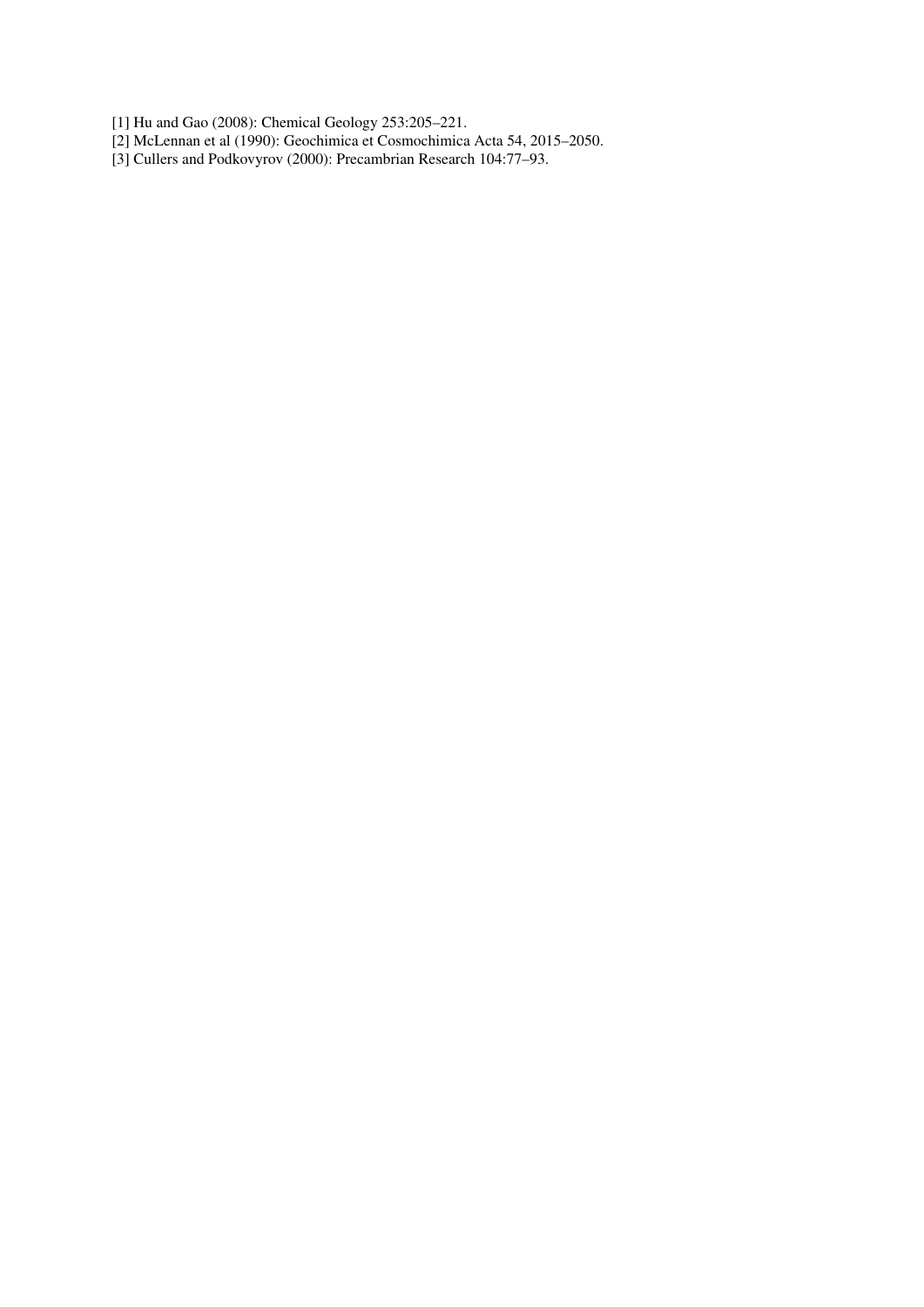[1] Hu and Gao (2008): Chemical Geology 253:205–221.
[2] McLennan et al (1990): Geochimica et Cosmochimica Acta 54, 2015–2050.
[3] Cullers and Podkovyrov (2000): Precambrian Research 104:77–93.